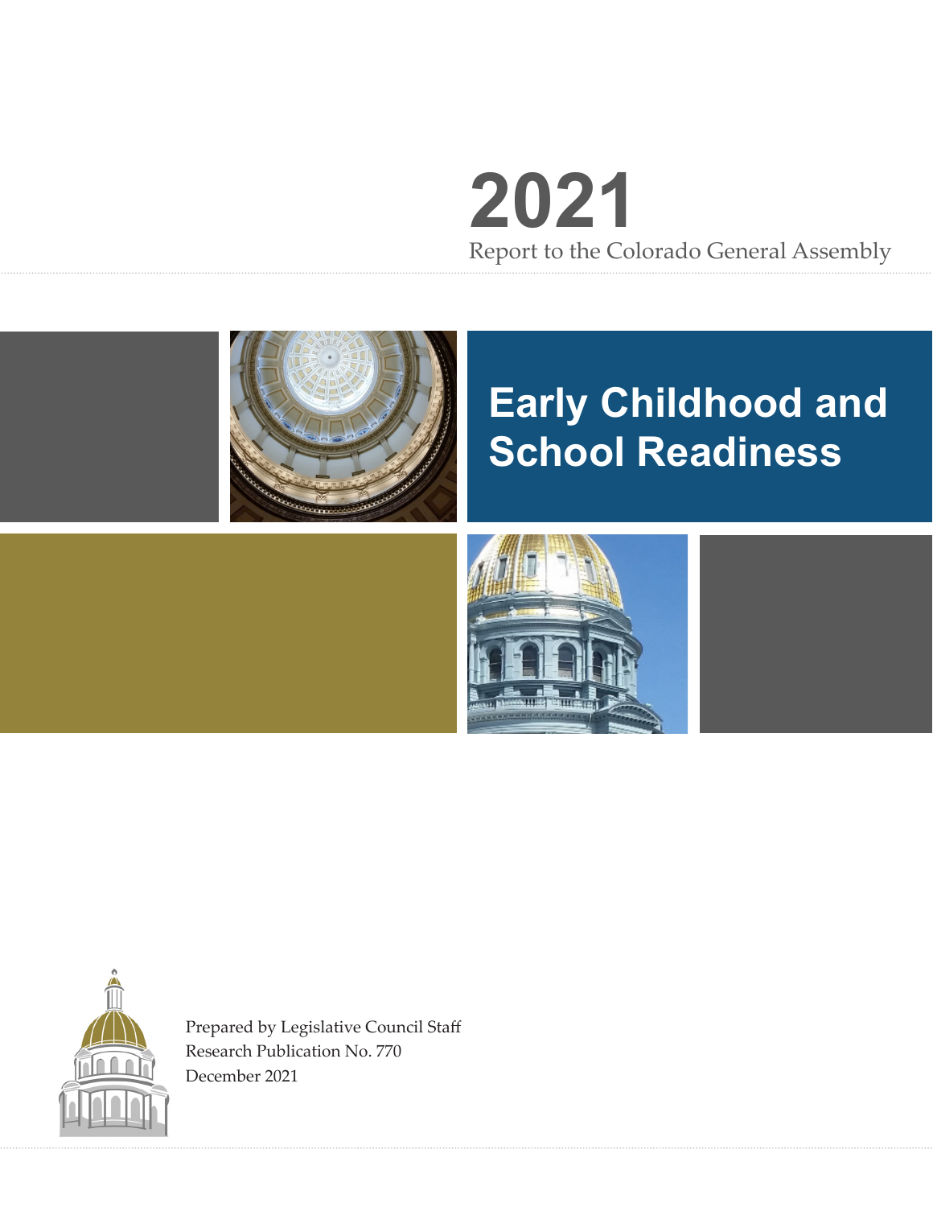# 2021

Report to the Colorado General Assembly

# Early Childhood and School Readiness

Prepared by Legislative Council Staff
Research Publication No. 770
December 2021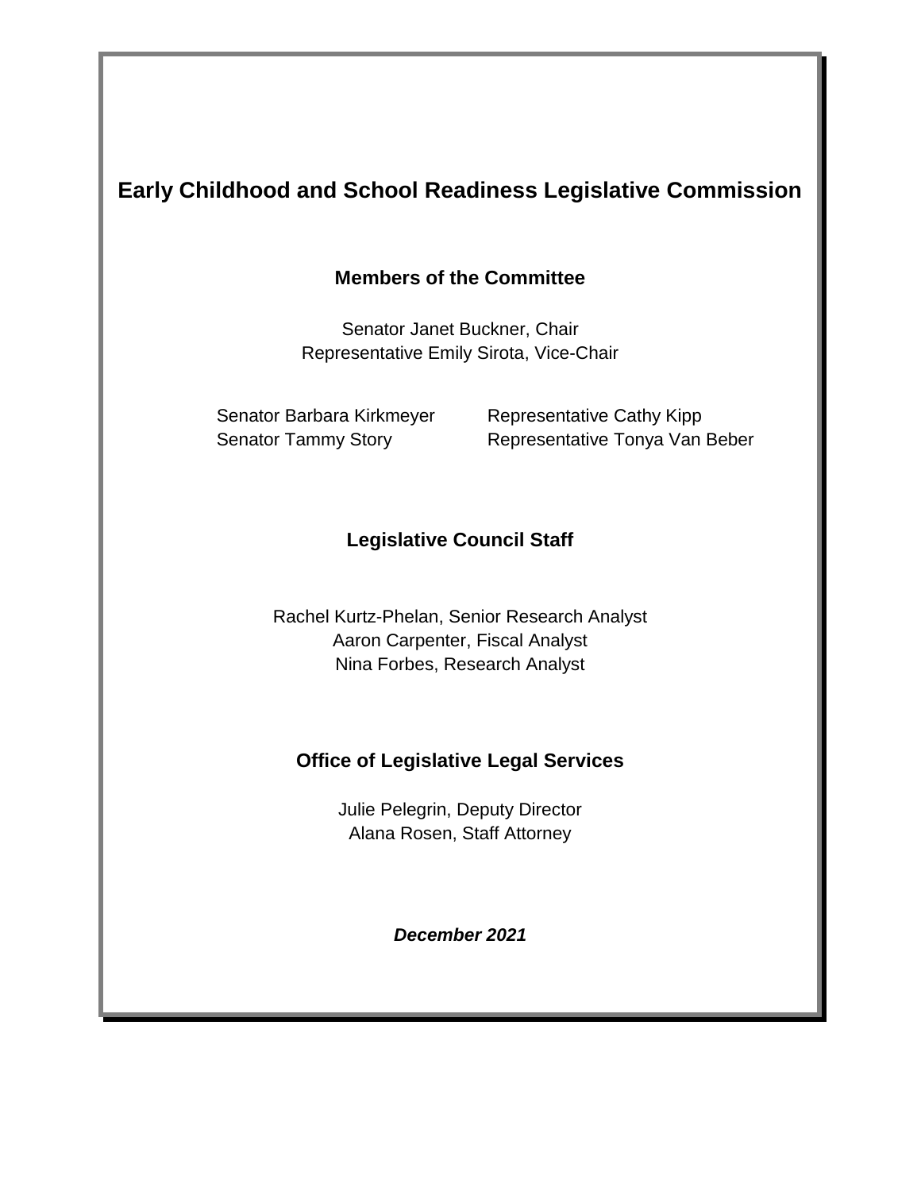# Early Childhood and School Readiness Legislative Commission

## Members of the Committee

Senator Janet Buckner, Chair
Representative Emily Sirota, Vice-Chair

Senator Barbara Kirkmeyer
Senator Tammy Story
Representative Cathy Kipp
Representative Tonya Van Beber

## Legislative Council Staff

Rachel Kurtz-Phelan, Senior Research Analyst
Aaron Carpenter, Fiscal Analyst
Nina Forbes, Research Analyst

## Office of Legislative Legal Services

Julie Pelegrin, Deputy Director
Alana Rosen, Staff Attorney

***December 2021***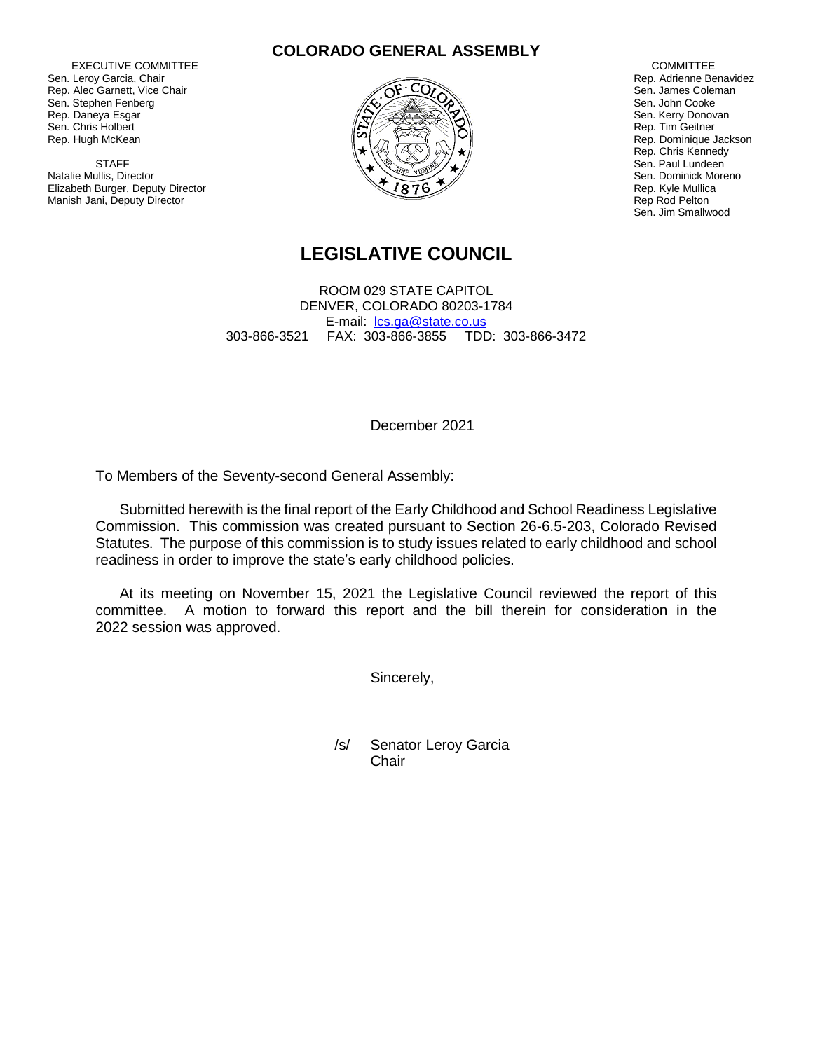**COLORADO GENERAL ASSEMBLY**

EXECUTIVE COMMITTEE
Sen. Leroy Garcia, Chair
Rep. Alec Garnett, Vice Chair
Sen. Stephen Fenberg
Rep. Daneya Esgar
Sen. Chris Holbert
Rep. Hugh McKean

STAFF
Natalie Mullis, Director
Elizabeth Burger, Deputy Director
Manish Jani, Deputy Director

COMMITTEE
Rep. Adrienne Benavidez
Sen. James Coleman
Sen. John Cooke
Sen. Kerry Donovan
Rep. Tim Geitner
Rep. Dominique Jackson
Rep. Chris Kennedy
Sen. Paul Lundeen
Sen. Dominick Moreno
Rep. Kyle Mullica
Rep Rod Pelton
Sen. Jim Smallwood

# LEGISLATIVE COUNCIL

ROOM 029 STATE CAPITOL
DENVER, COLORADO 80203-1784
E-mail: lcs.ga@state.co.us
303-866-3521 FAX: 303-866-3855 TDD: 303-866-3472

December 2021

To Members of the Seventy-second General Assembly:

Submitted herewith is the final report of the Early Childhood and School Readiness Legislative Commission. This commission was created pursuant to Section 26-6.5-203, Colorado Revised Statutes. The purpose of this commission is to study issues related to early childhood and school readiness in order to improve the state's early childhood policies.

At its meeting on November 15, 2021 the Legislative Council reviewed the report of this committee. A motion to forward this report and the bill therein for consideration in the 2022 session was approved.

Sincerely,

/s/ Senator Leroy Garcia
Chair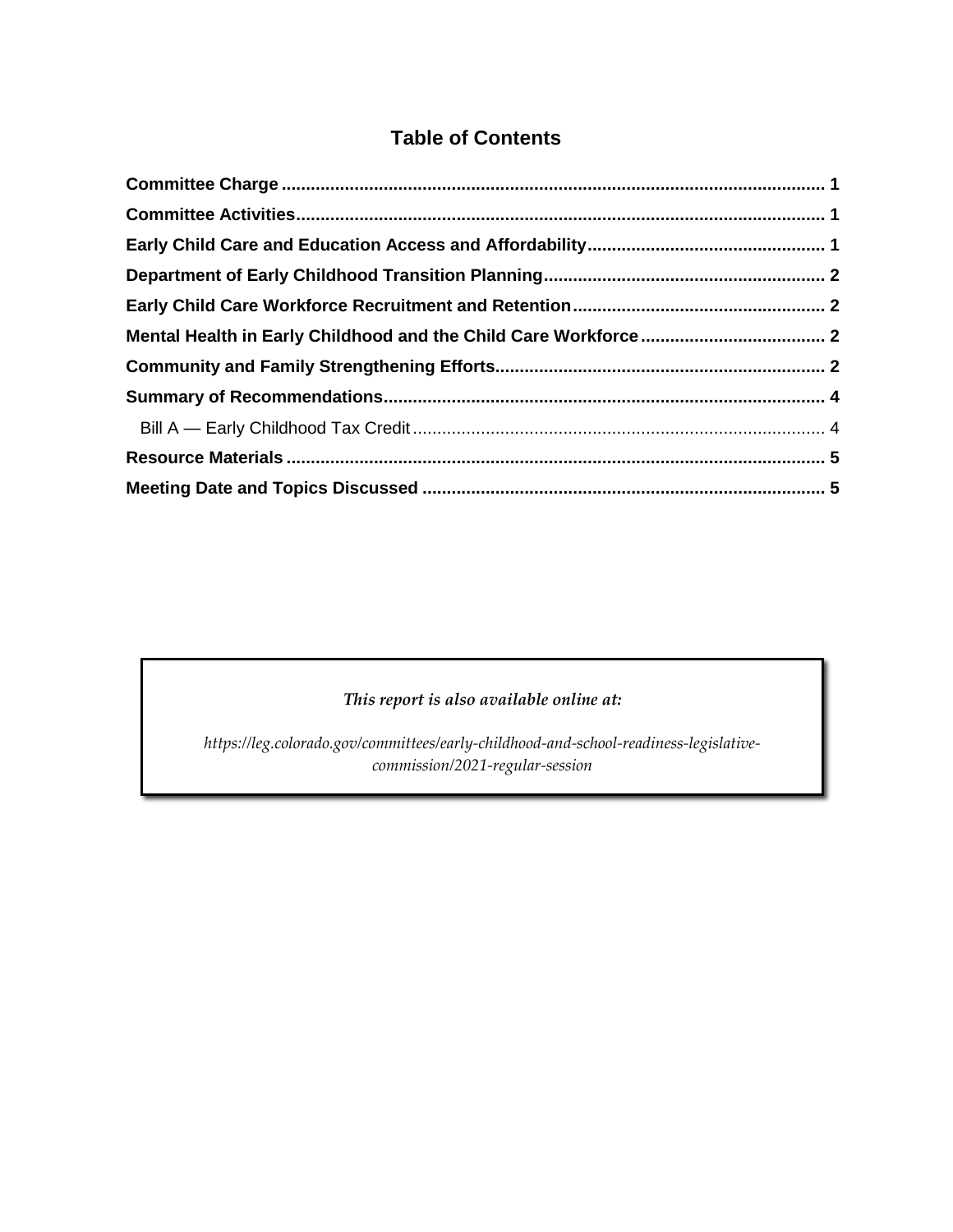## Table of Contents

**Committee Charge** .......... **1**

**Committee Activities** .......... **1**

**Early Child Care and Education Access and Affordability** .......... **1**

**Department of Early Childhood Transition Planning** .......... **2**

**Early Child Care Workforce Recruitment and Retention** .......... **2**

**Mental Health in Early Childhood and the Child Care Workforce** .......... **2**

**Community and Family Strengthening Efforts** .......... **2**

**Summary of Recommendations** .......... **4**

- Bill A — Early Childhood Tax Credit .......... 4

**Resource Materials** .......... **5**

**Meeting Date and Topics Discussed** .......... **5**

---

***This report is also available online at:***

*https://leg.colorado.gov/committees/early-childhood-and-school-readiness-legislative-commission/2021-regular-session*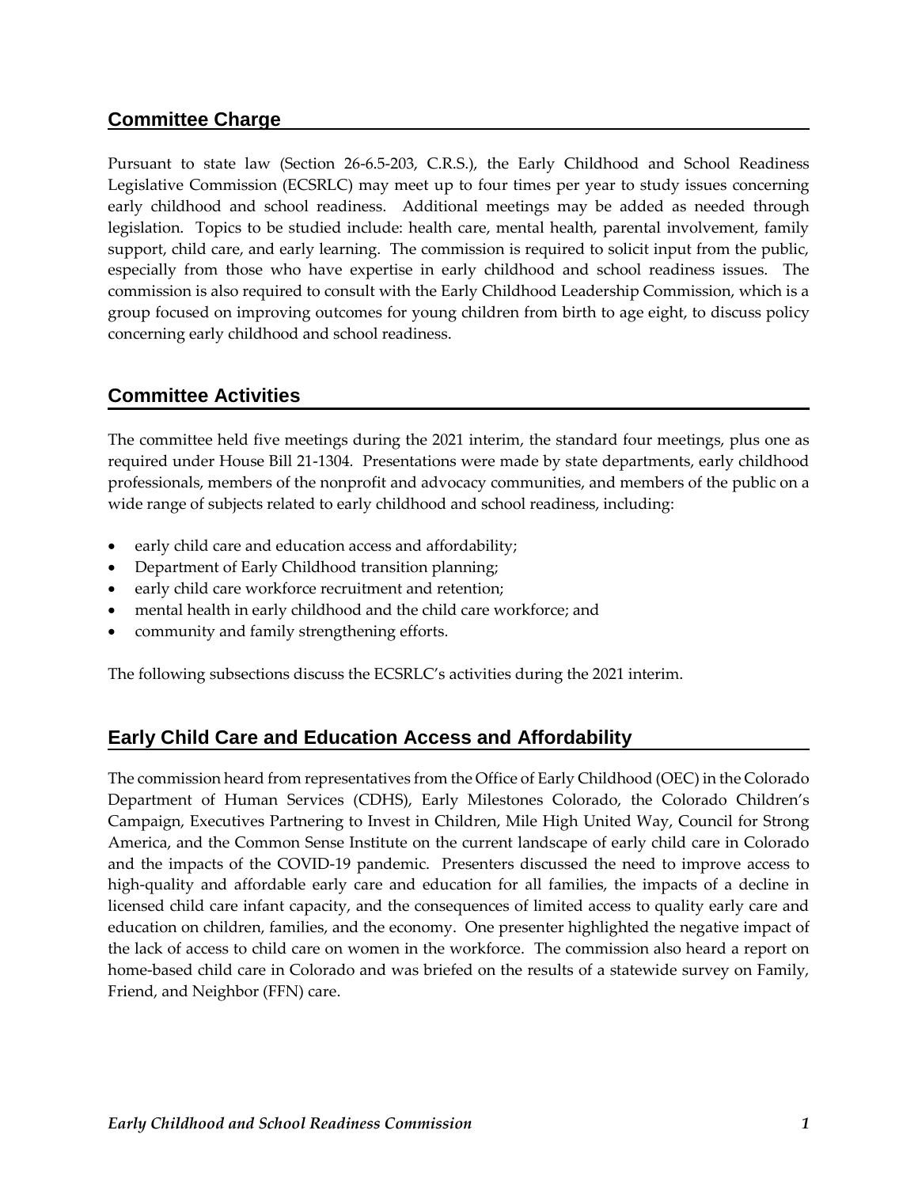## Committee Charge

Pursuant to state law (Section 26-6.5-203, C.R.S.), the Early Childhood and School Readiness Legislative Commission (ECSRLC) may meet up to four times per year to study issues concerning early childhood and school readiness. Additional meetings may be added as needed through legislation. Topics to be studied include: health care, mental health, parental involvement, family support, child care, and early learning. The commission is required to solicit input from the public, especially from those who have expertise in early childhood and school readiness issues. The commission is also required to consult with the Early Childhood Leadership Commission, which is a group focused on improving outcomes for young children from birth to age eight, to discuss policy concerning early childhood and school readiness.

## Committee Activities

The committee held five meetings during the 2021 interim, the standard four meetings, plus one as required under House Bill 21-1304. Presentations were made by state departments, early childhood professionals, members of the nonprofit and advocacy communities, and members of the public on a wide range of subjects related to early childhood and school readiness, including:

- early child care and education access and affordability;
- Department of Early Childhood transition planning;
- early child care workforce recruitment and retention;
- mental health in early childhood and the child care workforce; and
- community and family strengthening efforts.

The following subsections discuss the ECSRLC's activities during the 2021 interim.

## Early Child Care and Education Access and Affordability

The commission heard from representatives from the Office of Early Childhood (OEC) in the Colorado Department of Human Services (CDHS), Early Milestones Colorado, the Colorado Children's Campaign, Executives Partnering to Invest in Children, Mile High United Way, Council for Strong America, and the Common Sense Institute on the current landscape of early child care in Colorado and the impacts of the COVID-19 pandemic. Presenters discussed the need to improve access to high-quality and affordable early care and education for all families, the impacts of a decline in licensed child care infant capacity, and the consequences of limited access to quality early care and education on children, families, and the economy. One presenter highlighted the negative impact of the lack of access to child care on women in the workforce. The commission also heard a report on home-based child care in Colorado and was briefed on the results of a statewide survey on Family, Friend, and Neighbor (FFN) care.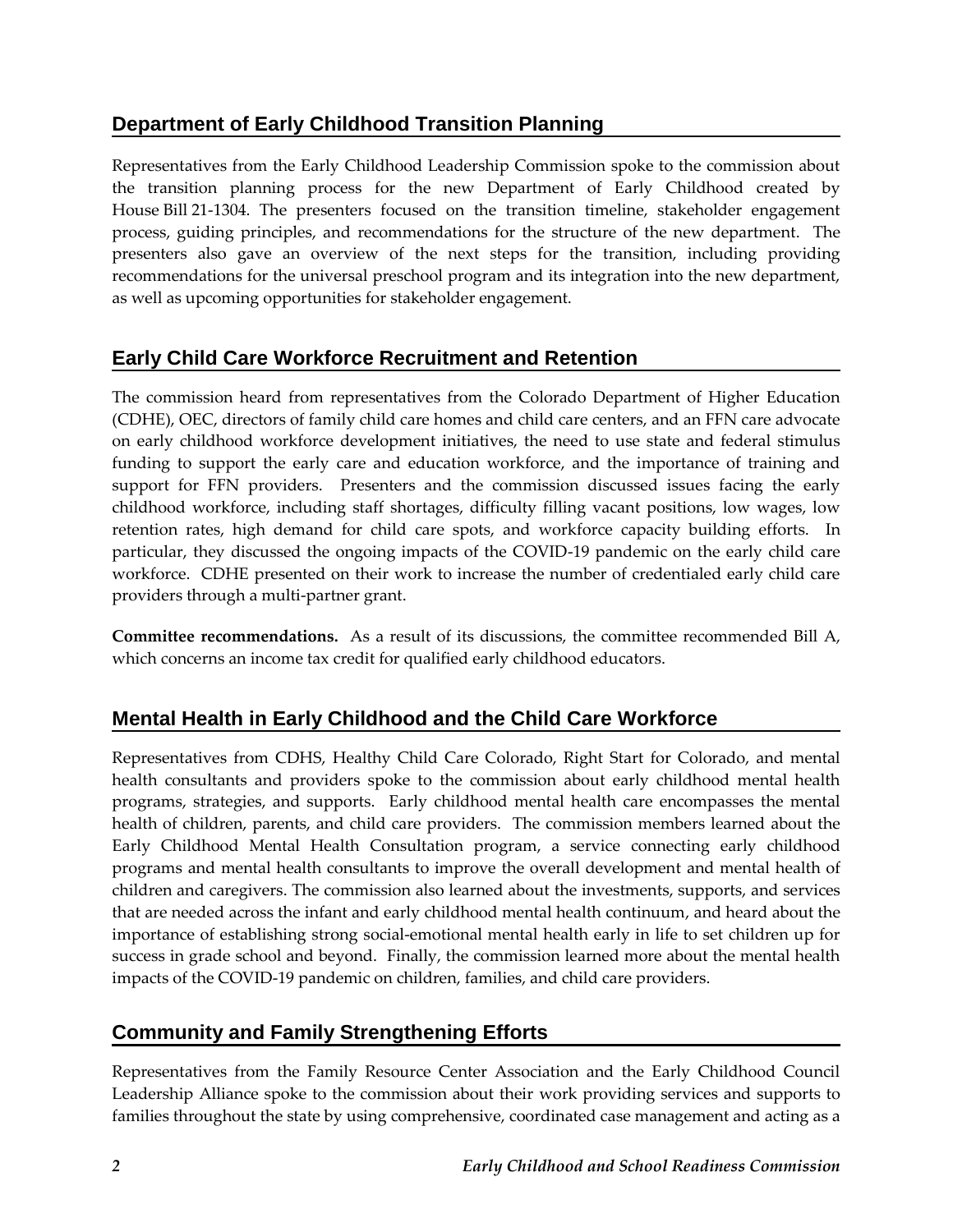## Department of Early Childhood Transition Planning

Representatives from the Early Childhood Leadership Commission spoke to the commission about the transition planning process for the new Department of Early Childhood created by House Bill 21-1304. The presenters focused on the transition timeline, stakeholder engagement process, guiding principles, and recommendations for the structure of the new department. The presenters also gave an overview of the next steps for the transition, including providing recommendations for the universal preschool program and its integration into the new department, as well as upcoming opportunities for stakeholder engagement.

## Early Child Care Workforce Recruitment and Retention

The commission heard from representatives from the Colorado Department of Higher Education (CDHE), OEC, directors of family child care homes and child care centers, and an FFN care advocate on early childhood workforce development initiatives, the need to use state and federal stimulus funding to support the early care and education workforce, and the importance of training and support for FFN providers. Presenters and the commission discussed issues facing the early childhood workforce, including staff shortages, difficulty filling vacant positions, low wages, low retention rates, high demand for child care spots, and workforce capacity building efforts. In particular, they discussed the ongoing impacts of the COVID-19 pandemic on the early child care workforce. CDHE presented on their work to increase the number of credentialed early child care providers through a multi-partner grant.

**Committee recommendations.** As a result of its discussions, the committee recommended Bill A, which concerns an income tax credit for qualified early childhood educators.

## Mental Health in Early Childhood and the Child Care Workforce

Representatives from CDHS, Healthy Child Care Colorado, Right Start for Colorado, and mental health consultants and providers spoke to the commission about early childhood mental health programs, strategies, and supports. Early childhood mental health care encompasses the mental health of children, parents, and child care providers. The commission members learned about the Early Childhood Mental Health Consultation program, a service connecting early childhood programs and mental health consultants to improve the overall development and mental health of children and caregivers. The commission also learned about the investments, supports, and services that are needed across the infant and early childhood mental health continuum, and heard about the importance of establishing strong social-emotional mental health early in life to set children up for success in grade school and beyond. Finally, the commission learned more about the mental health impacts of the COVID-19 pandemic on children, families, and child care providers.

## Community and Family Strengthening Efforts

Representatives from the Family Resource Center Association and the Early Childhood Council Leadership Alliance spoke to the commission about their work providing services and supports to families throughout the state by using comprehensive, coordinated case management and acting as a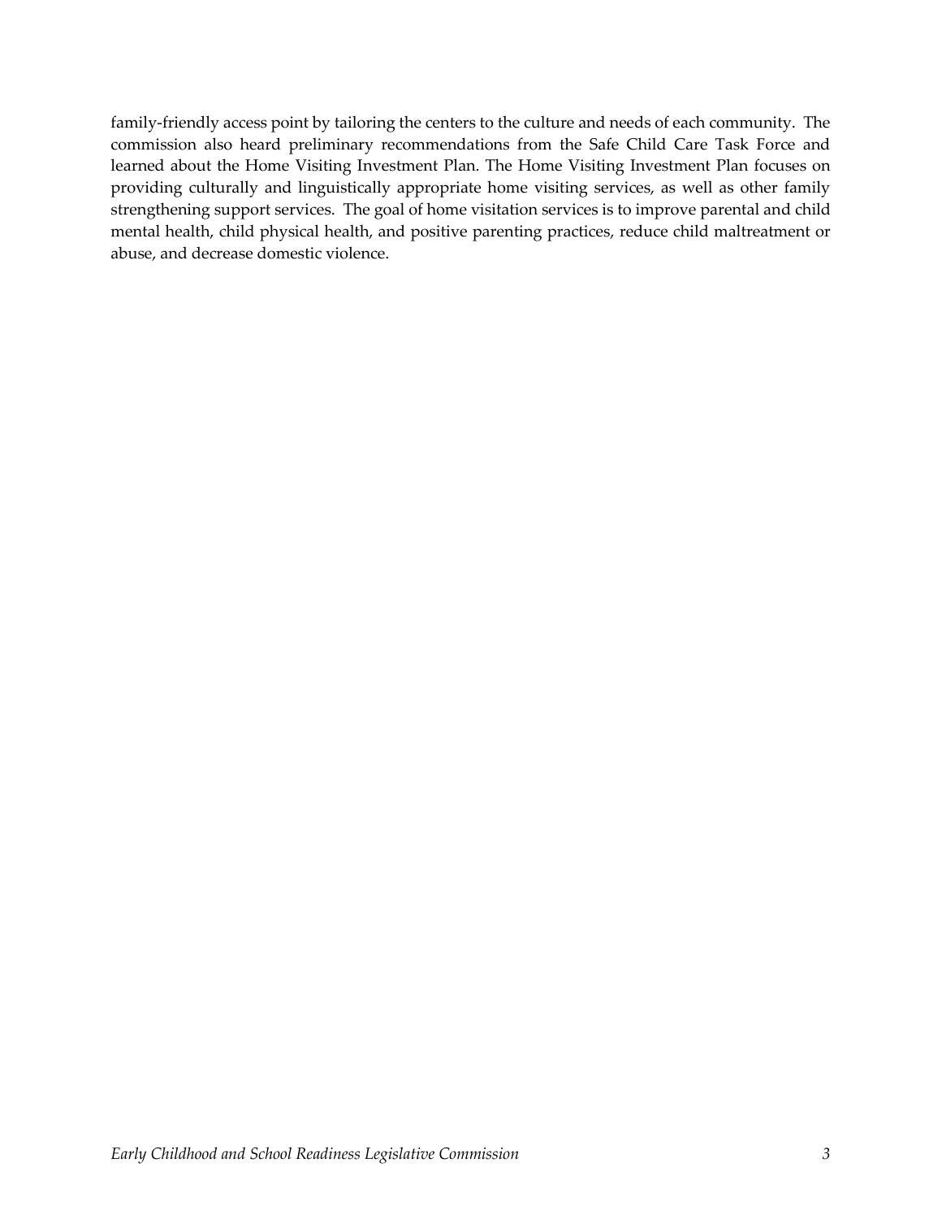family-friendly access point by tailoring the centers to the culture and needs of each community. The commission also heard preliminary recommendations from the Safe Child Care Task Force and learned about the Home Visiting Investment Plan. The Home Visiting Investment Plan focuses on providing culturally and linguistically appropriate home visiting services, as well as other family strengthening support services. The goal of home visitation services is to improve parental and child mental health, child physical health, and positive parenting practices, reduce child maltreatment or abuse, and decrease domestic violence.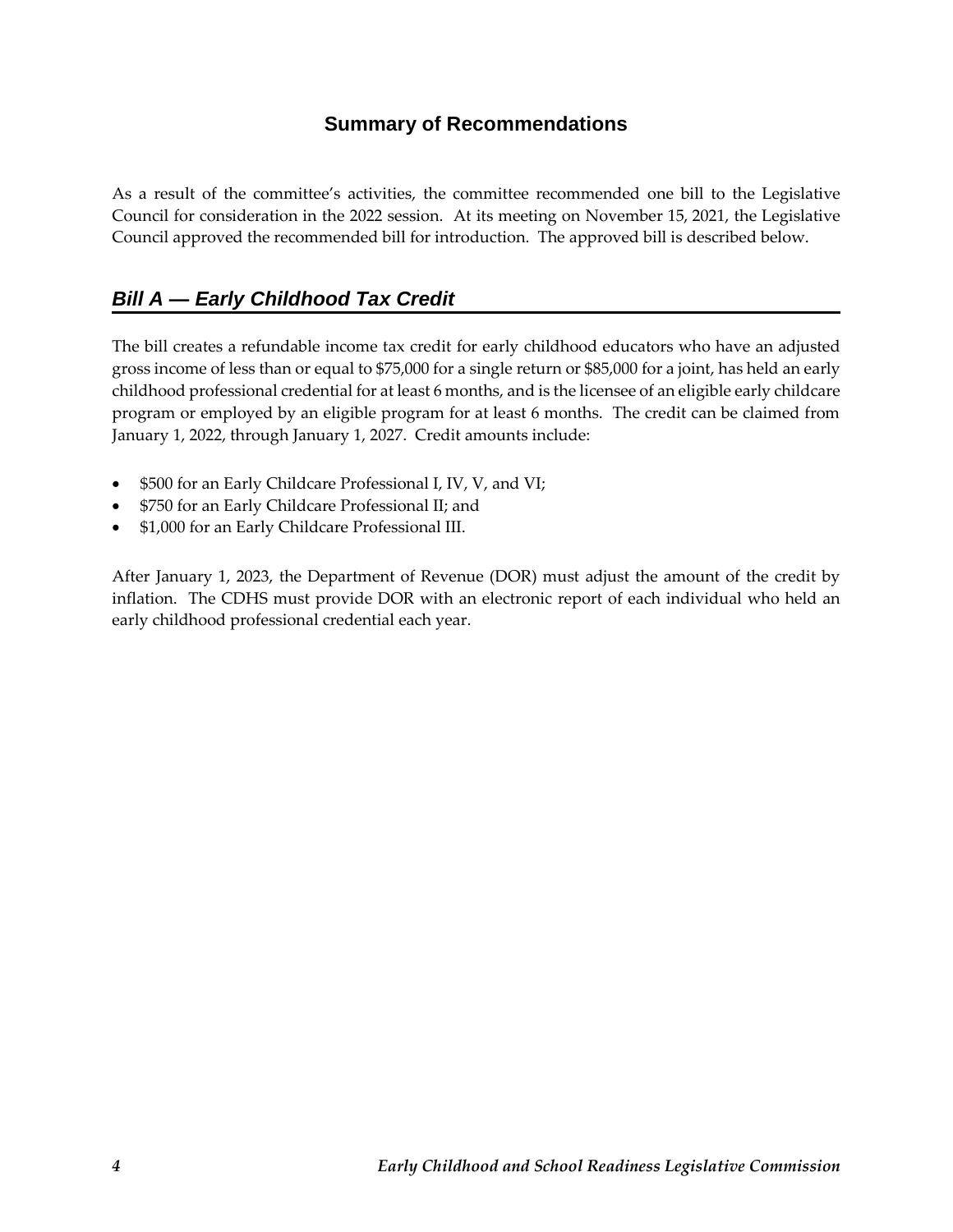## Summary of Recommendations

As a result of the committee's activities, the committee recommended one bill to the Legislative Council for consideration in the 2022 session. At its meeting on November 15, 2021, the Legislative Council approved the recommended bill for introduction. The approved bill is described below.

### *Bill A — Early Childhood Tax Credit*

The bill creates a refundable income tax credit for early childhood educators who have an adjusted gross income of less than or equal to $75,000 for a single return or $85,000 for a joint, has held an early childhood professional credential for at least 6 months, and is the licensee of an eligible early childcare program or employed by an eligible program for at least 6 months. The credit can be claimed from January 1, 2022, through January 1, 2027. Credit amounts include:

- $500 for an Early Childcare Professional I, IV, V, and VI;
- $750 for an Early Childcare Professional II; and
- $1,000 for an Early Childcare Professional III.

After January 1, 2023, the Department of Revenue (DOR) must adjust the amount of the credit by inflation. The CDHS must provide DOR with an electronic report of each individual who held an early childhood professional credential each year.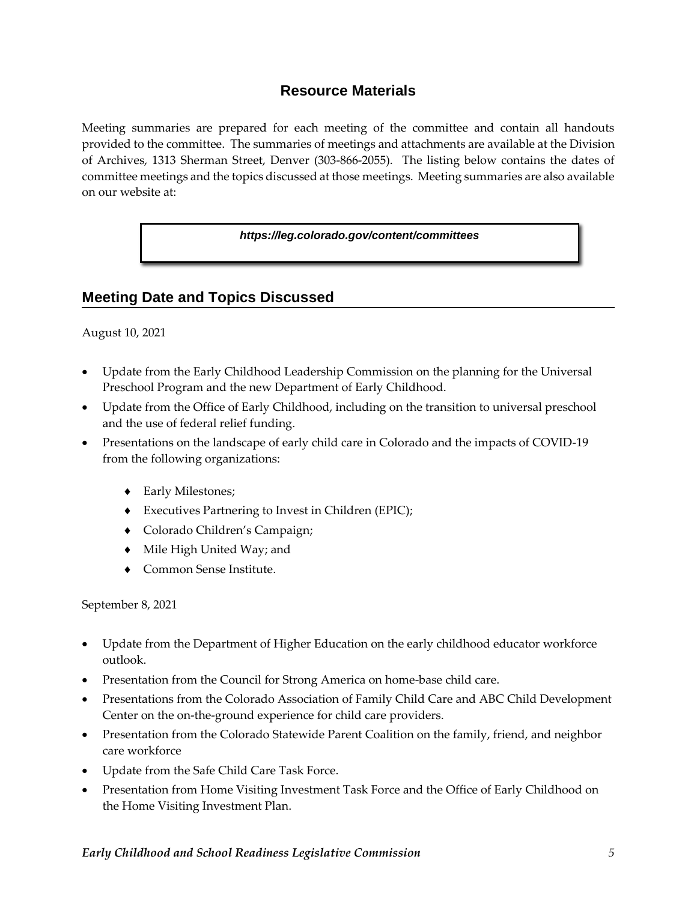## Resource Materials

Meeting summaries are prepared for each meeting of the committee and contain all handouts provided to the committee. The summaries of meetings and attachments are available at the Division of Archives, 1313 Sherman Street, Denver (303-866-2055). The listing below contains the dates of committee meetings and the topics discussed at those meetings. Meeting summaries are also available on our website at:

***https://leg.colorado.gov/content/committees***

## Meeting Date and Topics Discussed

August 10, 2021

- Update from the Early Childhood Leadership Commission on the planning for the Universal Preschool Program and the new Department of Early Childhood.
- Update from the Office of Early Childhood, including on the transition to universal preschool and the use of federal relief funding.
- Presentations on the landscape of early child care in Colorado and the impacts of COVID-19 from the following organizations:
  - Early Milestones;
  - Executives Partnering to Invest in Children (EPIC);
  - Colorado Children's Campaign;
  - Mile High United Way; and
  - Common Sense Institute.

September 8, 2021

- Update from the Department of Higher Education on the early childhood educator workforce outlook.
- Presentation from the Council for Strong America on home-base child care.
- Presentations from the Colorado Association of Family Child Care and ABC Child Development Center on the on-the-ground experience for child care providers.
- Presentation from the Colorado Statewide Parent Coalition on the family, friend, and neighbor care workforce
- Update from the Safe Child Care Task Force.
- Presentation from Home Visiting Investment Task Force and the Office of Early Childhood on the Home Visiting Investment Plan.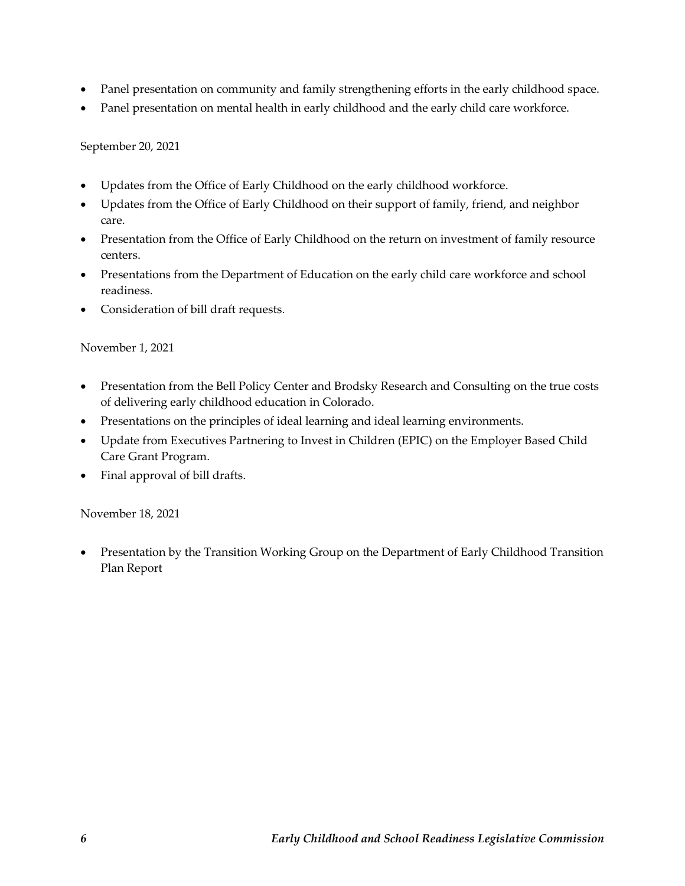- Panel presentation on community and family strengthening efforts in the early childhood space.
- Panel presentation on mental health in early childhood and the early child care workforce.

September 20, 2021

- Updates from the Office of Early Childhood on the early childhood workforce.
- Updates from the Office of Early Childhood on their support of family, friend, and neighbor care.
- Presentation from the Office of Early Childhood on the return on investment of family resource centers.
- Presentations from the Department of Education on the early child care workforce and school readiness.
- Consideration of bill draft requests.

November 1, 2021

- Presentation from the Bell Policy Center and Brodsky Research and Consulting on the true costs of delivering early childhood education in Colorado.
- Presentations on the principles of ideal learning and ideal learning environments.
- Update from Executives Partnering to Invest in Children (EPIC) on the Employer Based Child Care Grant Program.
- Final approval of bill drafts.

November 18, 2021

- Presentation by the Transition Working Group on the Department of Early Childhood Transition Plan Report